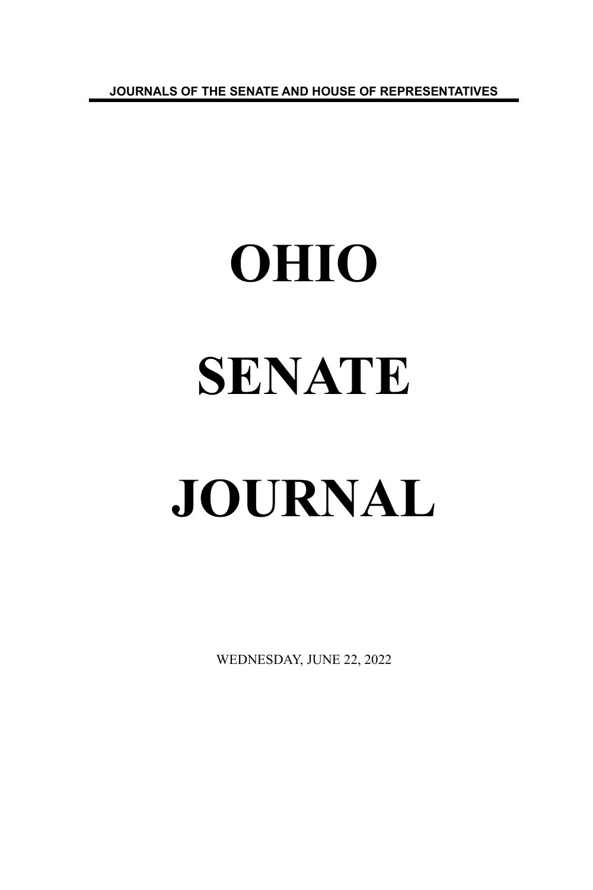JOURNALS OF THE SENATE AND HOUSE OF REPRESENTATIVES

# OHIO

# SENATE

# JOURNAL

WEDNESDAY, JUNE 22, 2022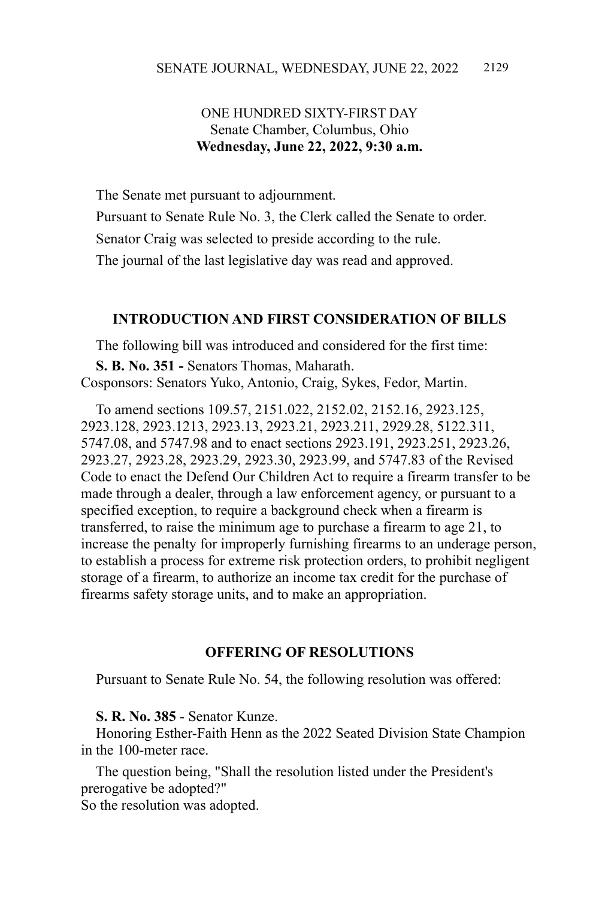ONE HUNDRED SIXTY-FIRST DAY
Senate Chamber, Columbus, Ohio
**Wednesday, June 22, 2022, 9:30 a.m.**

The Senate met pursuant to adjournment.

Pursuant to Senate Rule No. 3, the Clerk called the Senate to order.

Senator Craig was selected to preside according to the rule.

The journal of the last legislative day was read and approved.

## INTRODUCTION AND FIRST CONSIDERATION OF BILLS

The following bill was introduced and considered for the first time:

**S. B. No. 351 -** Senators Thomas, Maharath.
Cosponsors: Senators Yuko, Antonio, Craig, Sykes, Fedor, Martin.

To amend sections 109.57, 2151.022, 2152.02, 2152.16, 2923.125, 2923.128, 2923.1213, 2923.13, 2923.21, 2923.211, 2929.28, 5122.311, 5747.08, and 5747.98 and to enact sections 2923.191, 2923.251, 2923.26, 2923.27, 2923.28, 2923.29, 2923.30, 2923.99, and 5747.83 of the Revised Code to enact the Defend Our Children Act to require a firearm transfer to be made through a dealer, through a law enforcement agency, or pursuant to a specified exception, to require a background check when a firearm is transferred, to raise the minimum age to purchase a firearm to age 21, to increase the penalty for improperly furnishing firearms to an underage person, to establish a process for extreme risk protection orders, to prohibit negligent storage of a firearm, to authorize an income tax credit for the purchase of firearms safety storage units, and to make an appropriation.

## OFFERING OF RESOLUTIONS

Pursuant to Senate Rule No. 54, the following resolution was offered:

**S. R. No. 385** - Senator Kunze.
Honoring Esther-Faith Henn as the 2022 Seated Division State Champion in the 100-meter race.

The question being, "Shall the resolution listed under the President's prerogative be adopted?"
So the resolution was adopted.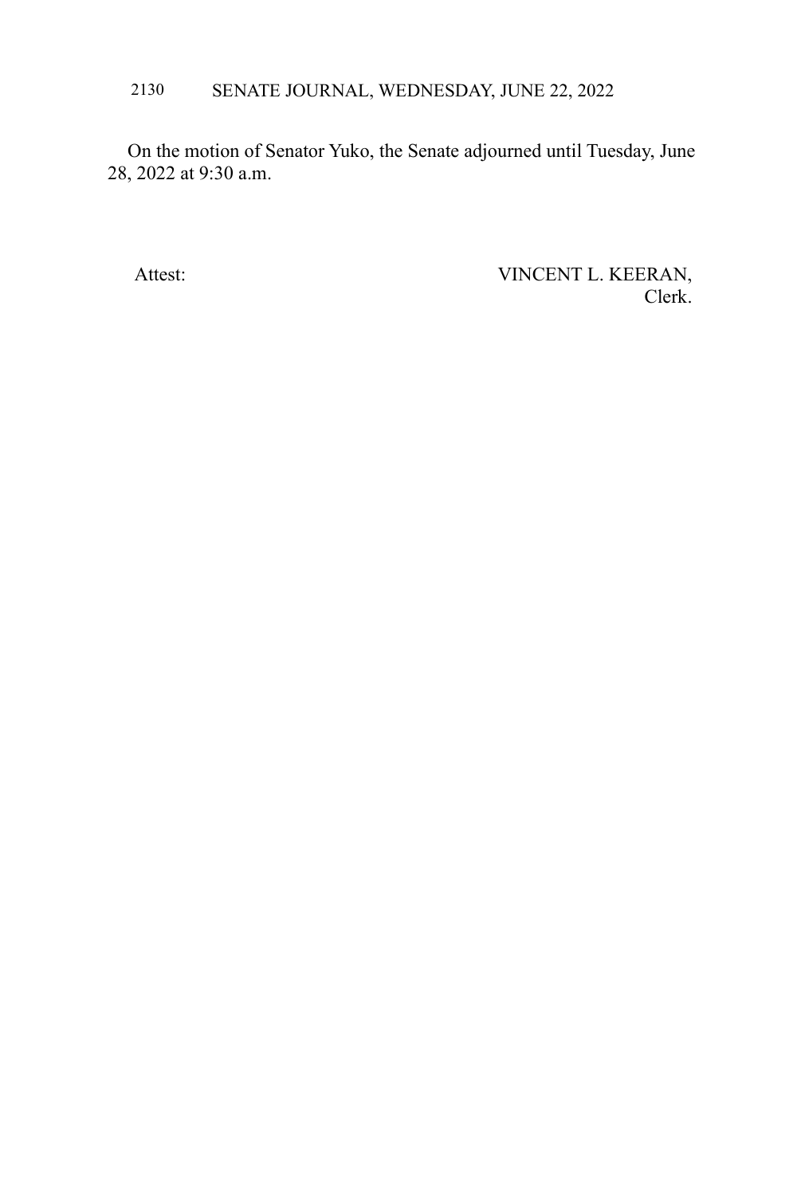On the motion of Senator Yuko, the Senate adjourned until Tuesday, June 28, 2022 at 9:30 a.m.

Attest: VINCENT L. KEERAN,
Clerk.